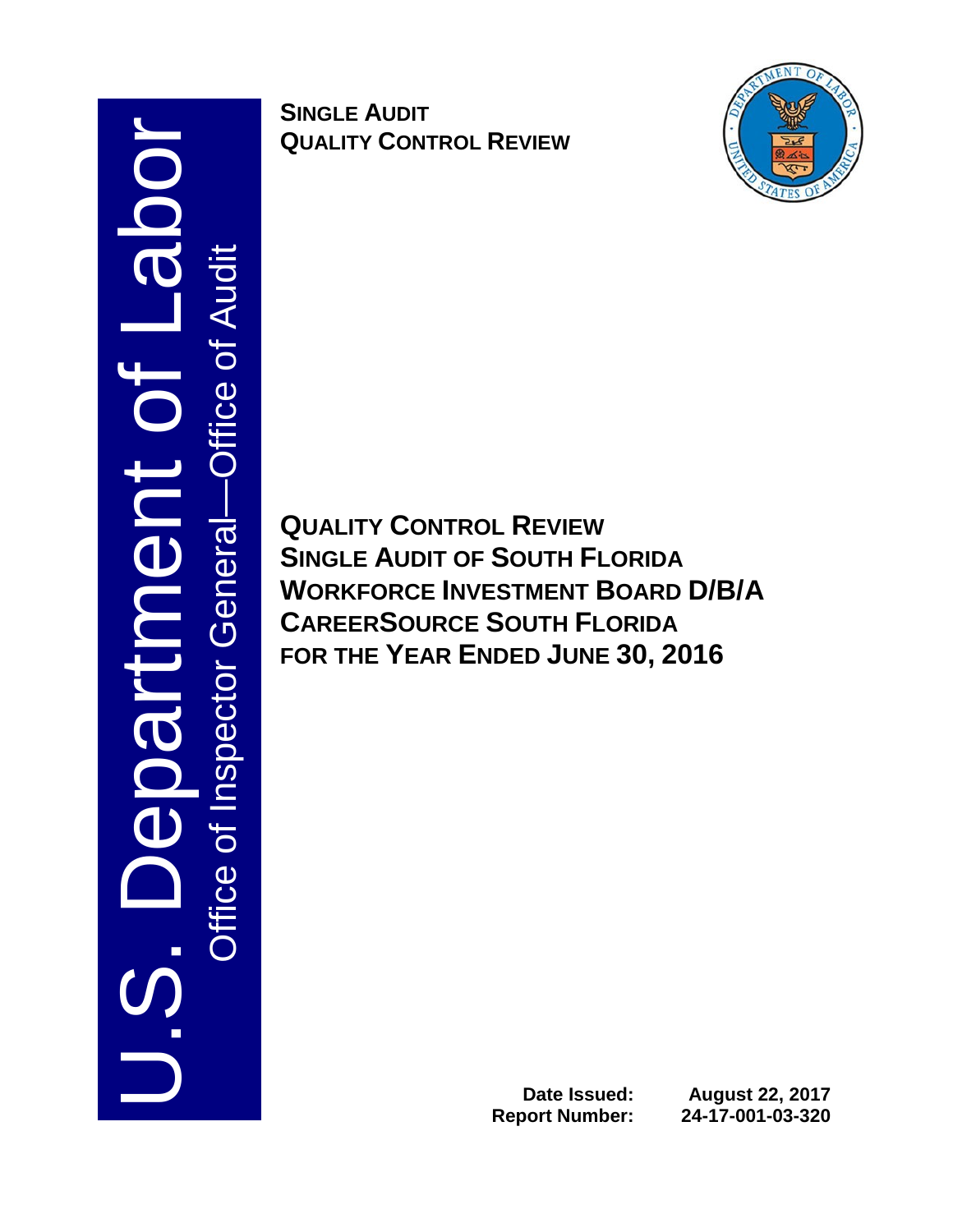U.S. Department of Labor

Office of Inspector General—Office of Audit

**SINGLE AUDIT**
**QUALITY CONTROL REVIEW**

# QUALITY CONTROL REVIEW SINGLE AUDIT OF SOUTH FLORIDA WORKFORCE INVESTMENT BOARD D/B/A CAREERSOURCE SOUTH FLORIDA FOR THE YEAR ENDED JUNE 30, 2016

**Date Issued:** August 22, 2017
**Report Number:** 24-17-001-03-320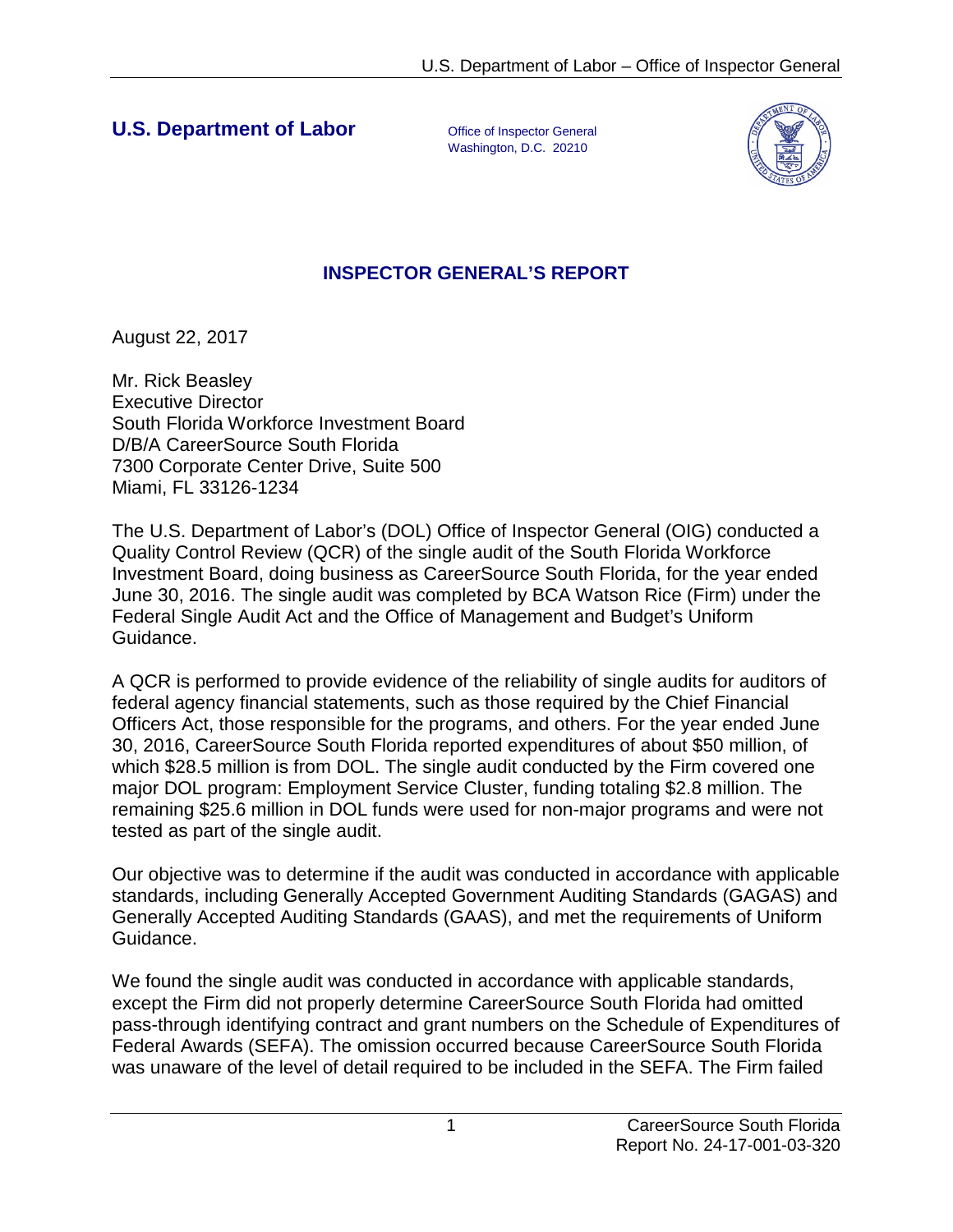**U.S. Department of Labor**

Office of Inspector General
Washington, D.C. 20210

## INSPECTOR GENERAL'S REPORT

August 22, 2017

Mr. Rick Beasley
Executive Director
South Florida Workforce Investment Board
D/B/A CareerSource South Florida
7300 Corporate Center Drive, Suite 500
Miami, FL 33126-1234

The U.S. Department of Labor's (DOL) Office of Inspector General (OIG) conducted a Quality Control Review (QCR) of the single audit of the South Florida Workforce Investment Board, doing business as CareerSource South Florida, for the year ended June 30, 2016. The single audit was completed by BCA Watson Rice (Firm) under the Federal Single Audit Act and the Office of Management and Budget's Uniform Guidance.

A QCR is performed to provide evidence of the reliability of single audits for auditors of federal agency financial statements, such as those required by the Chief Financial Officers Act, those responsible for the programs, and others. For the year ended June 30, 2016, CareerSource South Florida reported expenditures of about $50 million, of which $28.5 million is from DOL. The single audit conducted by the Firm covered one major DOL program: Employment Service Cluster, funding totaling $2.8 million. The remaining $25.6 million in DOL funds were used for non-major programs and were not tested as part of the single audit.

Our objective was to determine if the audit was conducted in accordance with applicable standards, including Generally Accepted Government Auditing Standards (GAGAS) and Generally Accepted Auditing Standards (GAAS), and met the requirements of Uniform Guidance.

We found the single audit was conducted in accordance with applicable standards, except the Firm did not properly determine CareerSource South Florida had omitted pass-through identifying contract and grant numbers on the Schedule of Expenditures of Federal Awards (SEFA). The omission occurred because CareerSource South Florida was unaware of the level of detail required to be included in the SEFA. The Firm failed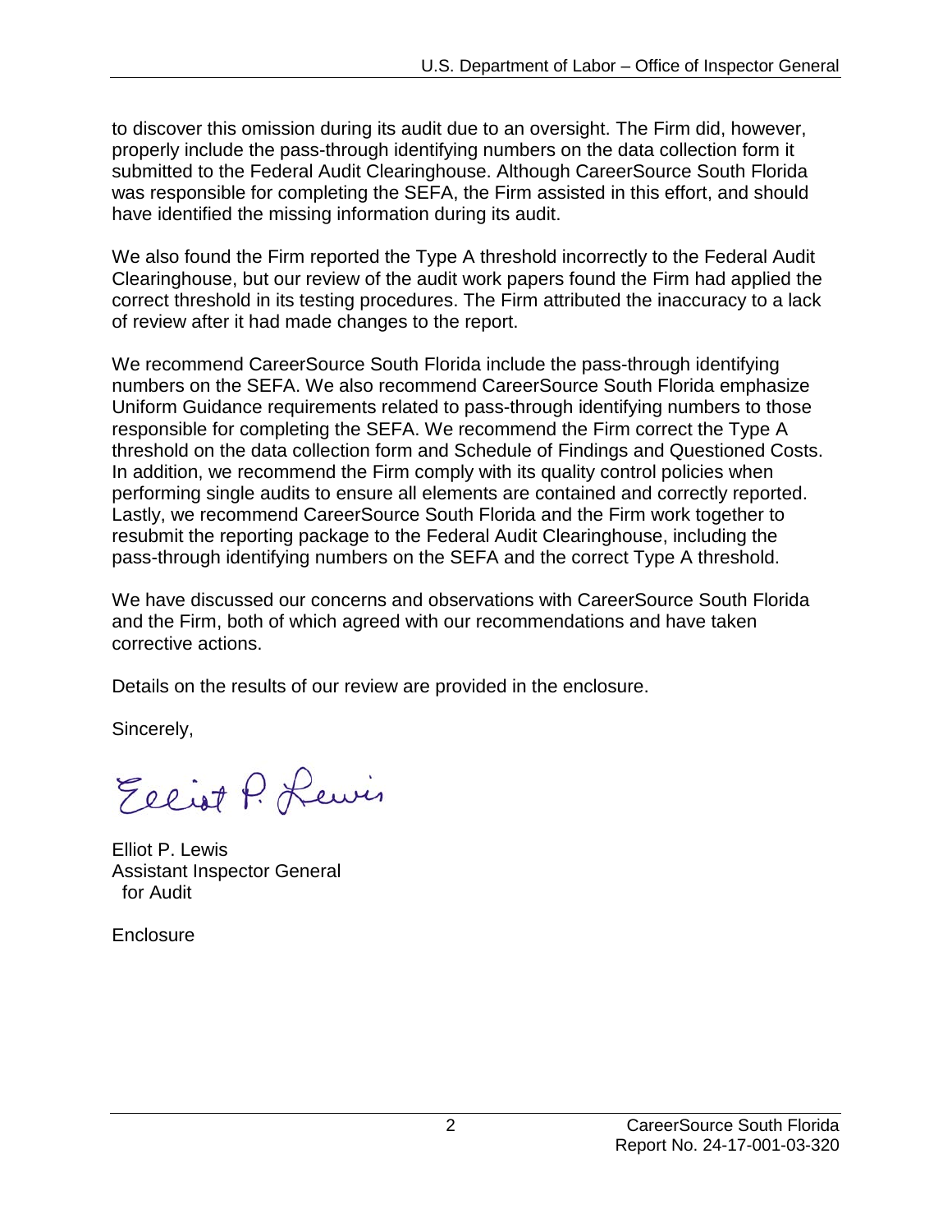to discover this omission during its audit due to an oversight. The Firm did, however, properly include the pass-through identifying numbers on the data collection form it submitted to the Federal Audit Clearinghouse. Although CareerSource South Florida was responsible for completing the SEFA, the Firm assisted in this effort, and should have identified the missing information during its audit.

We also found the Firm reported the Type A threshold incorrectly to the Federal Audit Clearinghouse, but our review of the audit work papers found the Firm had applied the correct threshold in its testing procedures. The Firm attributed the inaccuracy to a lack of review after it had made changes to the report.

We recommend CareerSource South Florida include the pass-through identifying numbers on the SEFA. We also recommend CareerSource South Florida emphasize Uniform Guidance requirements related to pass-through identifying numbers to those responsible for completing the SEFA. We recommend the Firm correct the Type A threshold on the data collection form and Schedule of Findings and Questioned Costs. In addition, we recommend the Firm comply with its quality control policies when performing single audits to ensure all elements are contained and correctly reported. Lastly, we recommend CareerSource South Florida and the Firm work together to resubmit the reporting package to the Federal Audit Clearinghouse, including the pass-through identifying numbers on the SEFA and the correct Type A threshold.

We have discussed our concerns and observations with CareerSource South Florida and the Firm, both of which agreed with our recommendations and have taken corrective actions.

Details on the results of our review are provided in the enclosure.

Sincerely,

Elliot P. Lewis

Elliot P. Lewis
Assistant Inspector General
for Audit

Enclosure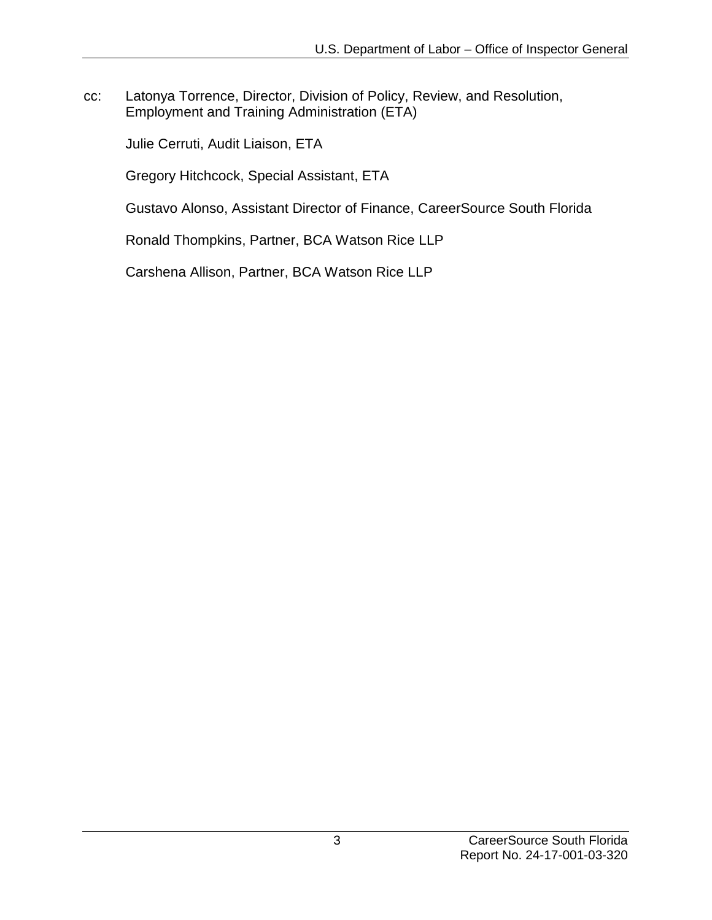cc: Latonya Torrence, Director, Division of Policy, Review, and Resolution, Employment and Training Administration (ETA)

Julie Cerruti, Audit Liaison, ETA

Gregory Hitchcock, Special Assistant, ETA

Gustavo Alonso, Assistant Director of Finance, CareerSource South Florida

Ronald Thompkins, Partner, BCA Watson Rice LLP

Carshena Allison, Partner, BCA Watson Rice LLP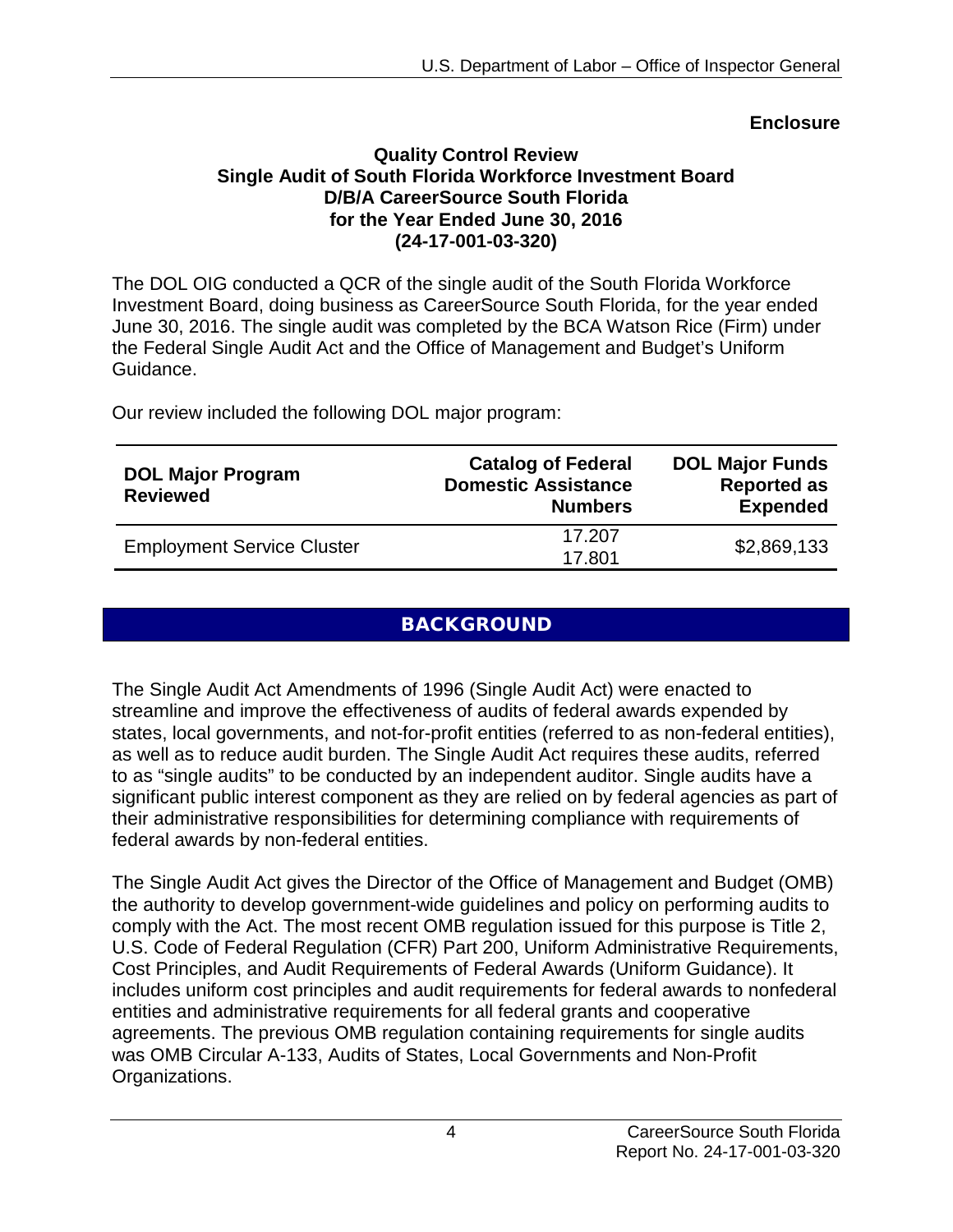**Enclosure**

**Quality Control Review**
**Single Audit of South Florida Workforce Investment Board**
**D/B/A CareerSource South Florida**
**for the Year Ended June 30, 2016**
**(24-17-001-03-320)**

The DOL OIG conducted a QCR of the single audit of the South Florida Workforce Investment Board, doing business as CareerSource South Florida, for the year ended June 30, 2016. The single audit was completed by the BCA Watson Rice (Firm) under the Federal Single Audit Act and the Office of Management and Budget's Uniform Guidance.

Our review included the following DOL major program:

| DOL Major Program Reviewed | Catalog of Federal Domestic Assistance Numbers | DOL Major Funds Reported as Expended |
|---|---|---|
| Employment Service Cluster | 17.207<br>17.801 | $2,869,133 |

## BACKGROUND

The Single Audit Act Amendments of 1996 (Single Audit Act) were enacted to streamline and improve the effectiveness of audits of federal awards expended by states, local governments, and not-for-profit entities (referred to as non-federal entities), as well as to reduce audit burden. The Single Audit Act requires these audits, referred to as "single audits" to be conducted by an independent auditor. Single audits have a significant public interest component as they are relied on by federal agencies as part of their administrative responsibilities for determining compliance with requirements of federal awards by non-federal entities.

The Single Audit Act gives the Director of the Office of Management and Budget (OMB) the authority to develop government-wide guidelines and policy on performing audits to comply with the Act. The most recent OMB regulation issued for this purpose is Title 2, U.S. Code of Federal Regulation (CFR) Part 200, Uniform Administrative Requirements, Cost Principles, and Audit Requirements of Federal Awards (Uniform Guidance). It includes uniform cost principles and audit requirements for federal awards to nonfederal entities and administrative requirements for all federal grants and cooperative agreements. The previous OMB regulation containing requirements for single audits was OMB Circular A-133, Audits of States, Local Governments and Non-Profit Organizations.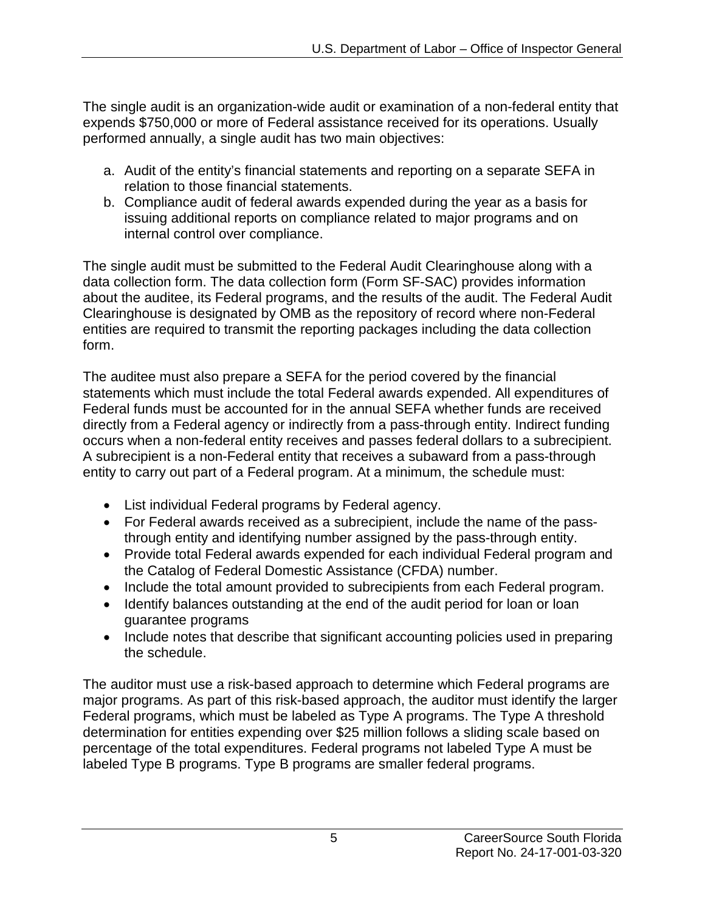The single audit is an organization-wide audit or examination of a non-federal entity that expends $750,000 or more of Federal assistance received for its operations. Usually performed annually, a single audit has two main objectives:

a. Audit of the entity's financial statements and reporting on a separate SEFA in relation to those financial statements.
b. Compliance audit of federal awards expended during the year as a basis for issuing additional reports on compliance related to major programs and on internal control over compliance.

The single audit must be submitted to the Federal Audit Clearinghouse along with a data collection form. The data collection form (Form SF-SAC) provides information about the auditee, its Federal programs, and the results of the audit. The Federal Audit Clearinghouse is designated by OMB as the repository of record where non-Federal entities are required to transmit the reporting packages including the data collection form.

The auditee must also prepare a SEFA for the period covered by the financial statements which must include the total Federal awards expended. All expenditures of Federal funds must be accounted for in the annual SEFA whether funds are received directly from a Federal agency or indirectly from a pass-through entity. Indirect funding occurs when a non-federal entity receives and passes federal dollars to a subrecipient. A subrecipient is a non-Federal entity that receives a subaward from a pass-through entity to carry out part of a Federal program. At a minimum, the schedule must:

- List individual Federal programs by Federal agency.
- For Federal awards received as a subrecipient, include the name of the pass-through entity and identifying number assigned by the pass-through entity.
- Provide total Federal awards expended for each individual Federal program and the Catalog of Federal Domestic Assistance (CFDA) number.
- Include the total amount provided to subrecipients from each Federal program.
- Identify balances outstanding at the end of the audit period for loan or loan guarantee programs
- Include notes that describe that significant accounting policies used in preparing the schedule.

The auditor must use a risk-based approach to determine which Federal programs are major programs. As part of this risk-based approach, the auditor must identify the larger Federal programs, which must be labeled as Type A programs. The Type A threshold determination for entities expending over $25 million follows a sliding scale based on percentage of the total expenditures. Federal programs not labeled Type A must be labeled Type B programs. Type B programs are smaller federal programs.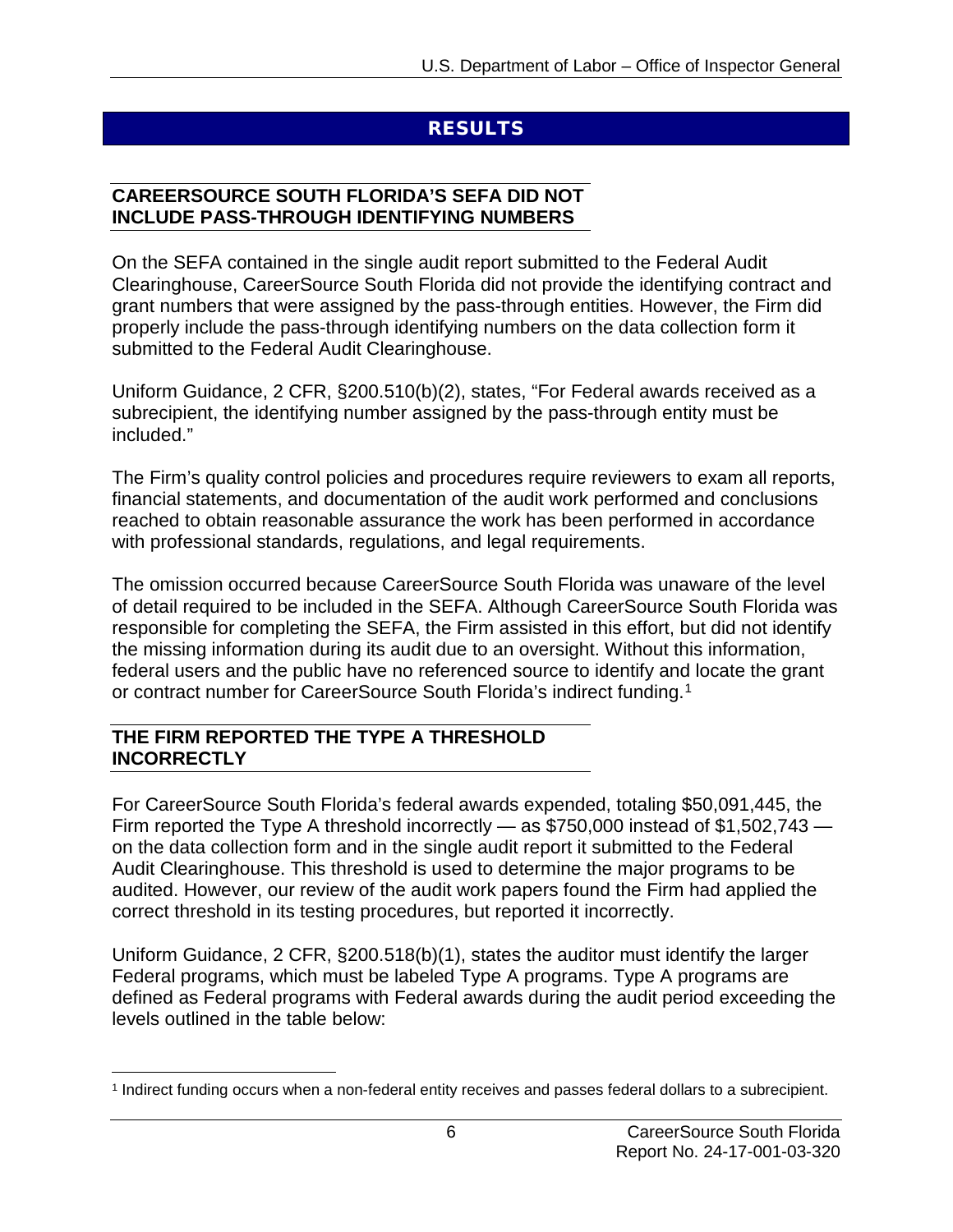## RESULTS

### CAREERSOURCE SOUTH FLORIDA'S SEFA DID NOT INCLUDE PASS-THROUGH IDENTIFYING NUMBERS

On the SEFA contained in the single audit report submitted to the Federal Audit Clearinghouse, CareerSource South Florida did not provide the identifying contract and grant numbers that were assigned by the pass-through entities. However, the Firm did properly include the pass-through identifying numbers on the data collection form it submitted to the Federal Audit Clearinghouse.

Uniform Guidance, 2 CFR, §200.510(b)(2), states, "For Federal awards received as a subrecipient, the identifying number assigned by the pass-through entity must be included."

The Firm's quality control policies and procedures require reviewers to exam all reports, financial statements, and documentation of the audit work performed and conclusions reached to obtain reasonable assurance the work has been performed in accordance with professional standards, regulations, and legal requirements.

The omission occurred because CareerSource South Florida was unaware of the level of detail required to be included in the SEFA. Although CareerSource South Florida was responsible for completing the SEFA, the Firm assisted in this effort, but did not identify the missing information during its audit due to an oversight. Without this information, federal users and the public have no referenced source to identify and locate the grant or contract number for CareerSource South Florida's indirect funding.[1]

### THE FIRM REPORTED THE TYPE A THRESHOLD INCORRECTLY

For CareerSource South Florida's federal awards expended, totaling $50,091,445, the Firm reported the Type A threshold incorrectly — as $750,000 instead of $1,502,743 — on the data collection form and in the single audit report it submitted to the Federal Audit Clearinghouse. This threshold is used to determine the major programs to be audited. However, our review of the audit work papers found the Firm had applied the correct threshold in its testing procedures, but reported it incorrectly.

Uniform Guidance, 2 CFR, §200.518(b)(1), states the auditor must identify the larger Federal programs, which must be labeled Type A programs. Type A programs are defined as Federal programs with Federal awards during the audit period exceeding the levels outlined in the table below:

[1] Indirect funding occurs when a non-federal entity receives and passes federal dollars to a subrecipient.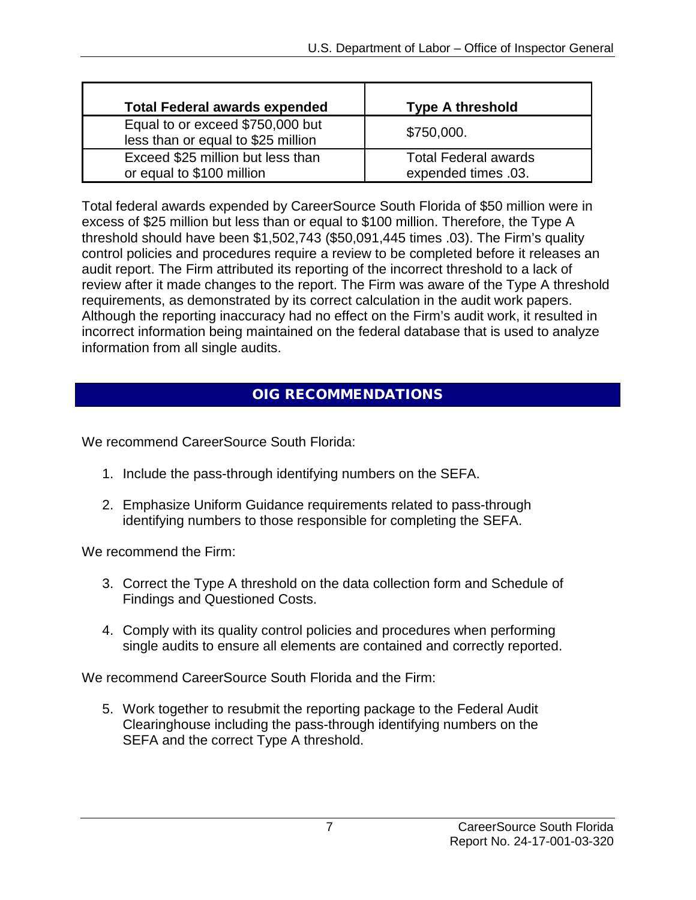| Total Federal awards expended | Type A threshold |
| --- | --- |
| Equal to or exceed $750,000 but less than or equal to $25 million | $750,000. |
| Exceed $25 million but less than or equal to $100 million | Total Federal awards expended times .03. |

Total federal awards expended by CareerSource South Florida of $50 million were in excess of $25 million but less than or equal to $100 million. Therefore, the Type A threshold should have been $1,502,743 ($50,091,445 times .03). The Firm's quality control policies and procedures require a review to be completed before it releases an audit report. The Firm attributed its reporting of the incorrect threshold to a lack of review after it made changes to the report. The Firm was aware of the Type A threshold requirements, as demonstrated by its correct calculation in the audit work papers. Although the reporting inaccuracy had no effect on the Firm's audit work, it resulted in incorrect information being maintained on the federal database that is used to analyze information from all single audits.

## OIG RECOMMENDATIONS

We recommend CareerSource South Florida:

1. Include the pass-through identifying numbers on the SEFA.

2. Emphasize Uniform Guidance requirements related to pass-through identifying numbers to those responsible for completing the SEFA.

We recommend the Firm:

3. Correct the Type A threshold on the data collection form and Schedule of Findings and Questioned Costs.

4. Comply with its quality control policies and procedures when performing single audits to ensure all elements are contained and correctly reported.

We recommend CareerSource South Florida and the Firm:

5. Work together to resubmit the reporting package to the Federal Audit Clearinghouse including the pass-through identifying numbers on the SEFA and the correct Type A threshold.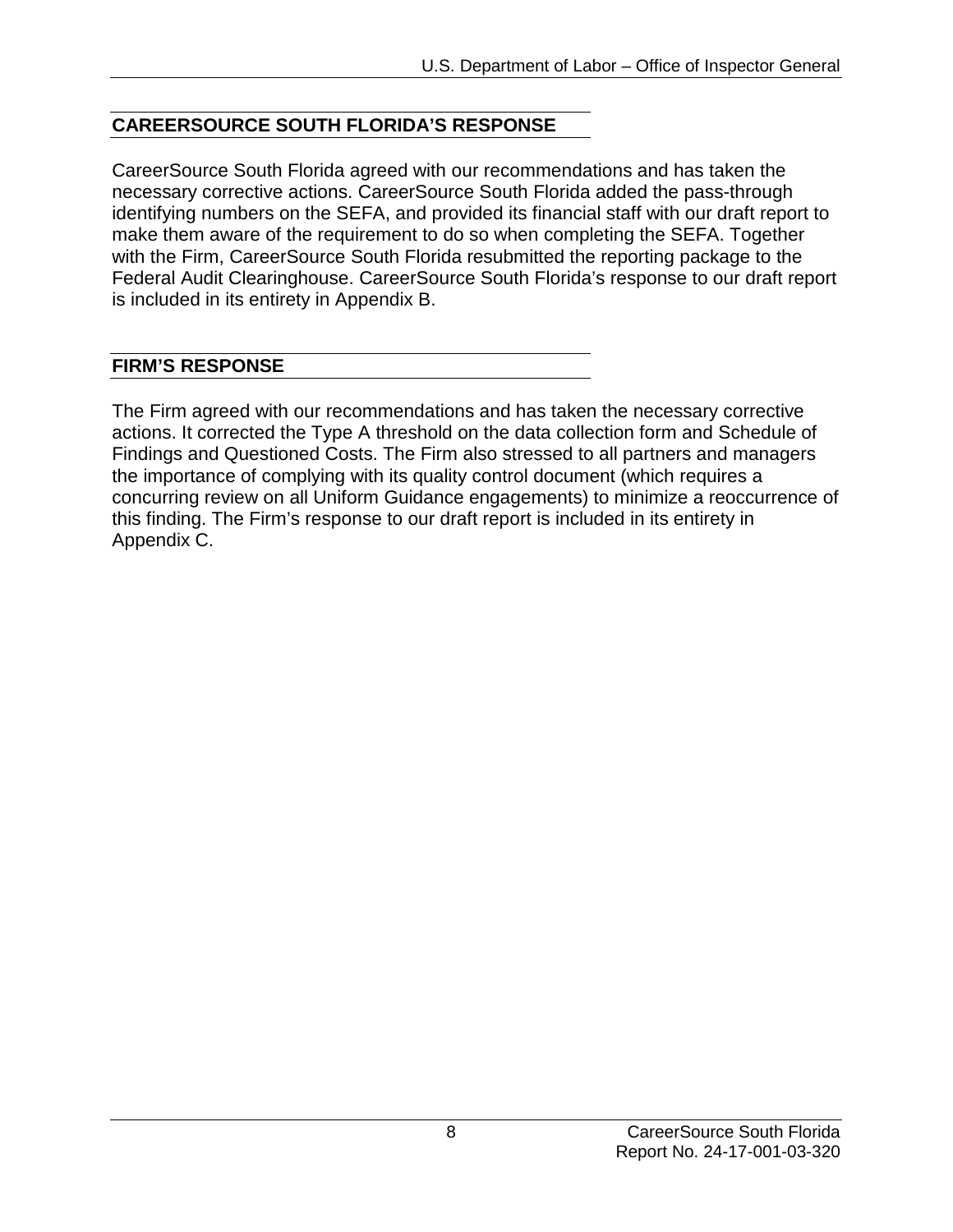## CAREERSOURCE SOUTH FLORIDA'S RESPONSE

CareerSource South Florida agreed with our recommendations and has taken the necessary corrective actions. CareerSource South Florida added the pass-through identifying numbers on the SEFA, and provided its financial staff with our draft report to make them aware of the requirement to do so when completing the SEFA. Together with the Firm, CareerSource South Florida resubmitted the reporting package to the Federal Audit Clearinghouse. CareerSource South Florida's response to our draft report is included in its entirety in Appendix B.

## FIRM'S RESPONSE

The Firm agreed with our recommendations and has taken the necessary corrective actions. It corrected the Type A threshold on the data collection form and Schedule of Findings and Questioned Costs. The Firm also stressed to all partners and managers the importance of complying with its quality control document (which requires a concurring review on all Uniform Guidance engagements) to minimize a reoccurrence of this finding. The Firm's response to our draft report is included in its entirety in Appendix C.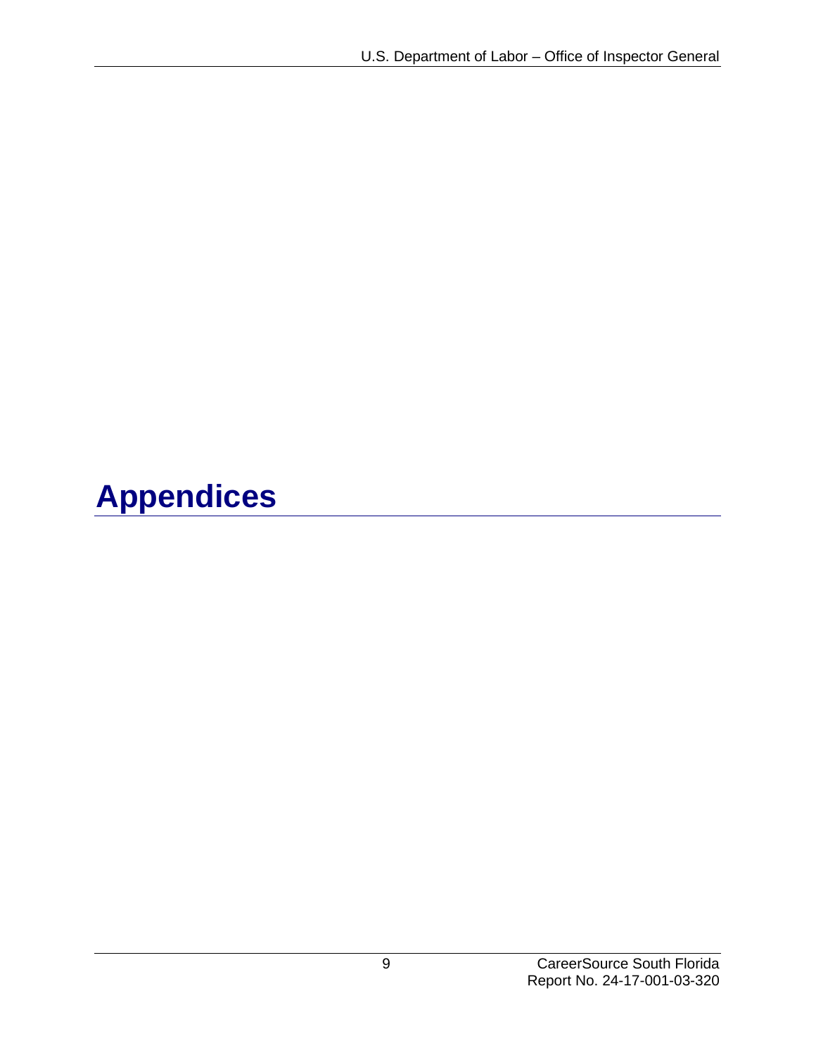# Appendices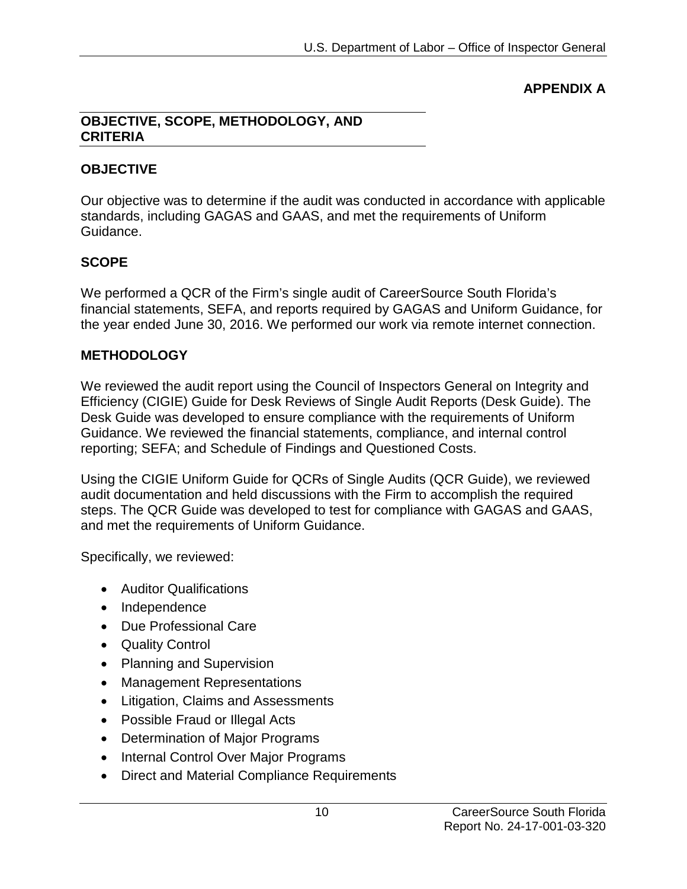**APPENDIX A**

## OBJECTIVE, SCOPE, METHODOLOGY, AND CRITERIA

### OBJECTIVE

Our objective was to determine if the audit was conducted in accordance with applicable standards, including GAGAS and GAAS, and met the requirements of Uniform Guidance.

### SCOPE

We performed a QCR of the Firm's single audit of CareerSource South Florida's financial statements, SEFA, and reports required by GAGAS and Uniform Guidance, for the year ended June 30, 2016. We performed our work via remote internet connection.

### METHODOLOGY

We reviewed the audit report using the Council of Inspectors General on Integrity and Efficiency (CIGIE) Guide for Desk Reviews of Single Audit Reports (Desk Guide). The Desk Guide was developed to ensure compliance with the requirements of Uniform Guidance. We reviewed the financial statements, compliance, and internal control reporting; SEFA; and Schedule of Findings and Questioned Costs.

Using the CIGIE Uniform Guide for QCRs of Single Audits (QCR Guide), we reviewed audit documentation and held discussions with the Firm to accomplish the required steps. The QCR Guide was developed to test for compliance with GAGAS and GAAS, and met the requirements of Uniform Guidance.

Specifically, we reviewed:

- Auditor Qualifications
- Independence
- Due Professional Care
- Quality Control
- Planning and Supervision
- Management Representations
- Litigation, Claims and Assessments
- Possible Fraud or Illegal Acts
- Determination of Major Programs
- Internal Control Over Major Programs
- Direct and Material Compliance Requirements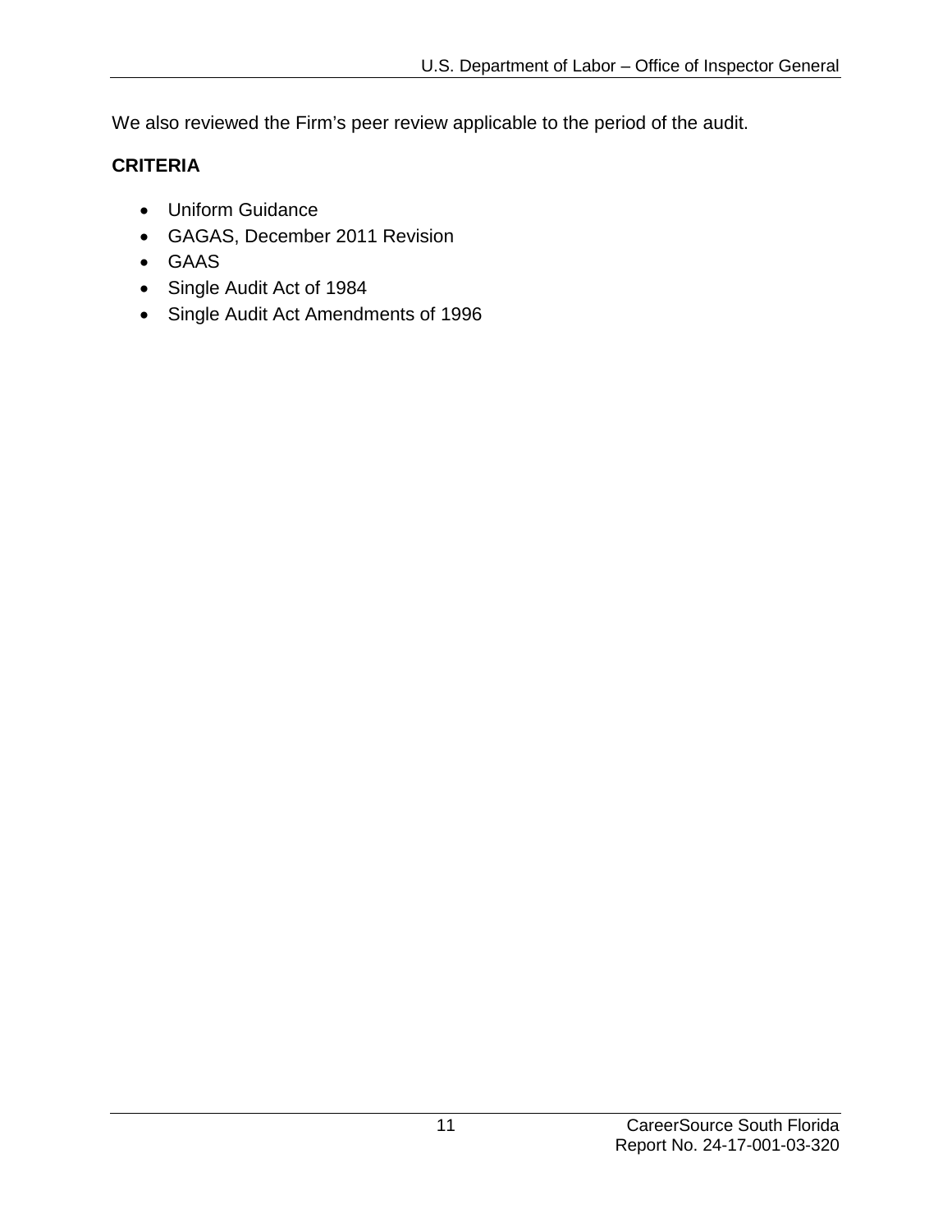We also reviewed the Firm's peer review applicable to the period of the audit.

**CRITERIA**

- Uniform Guidance
- GAGAS, December 2011 Revision
- GAAS
- Single Audit Act of 1984
- Single Audit Act Amendments of 1996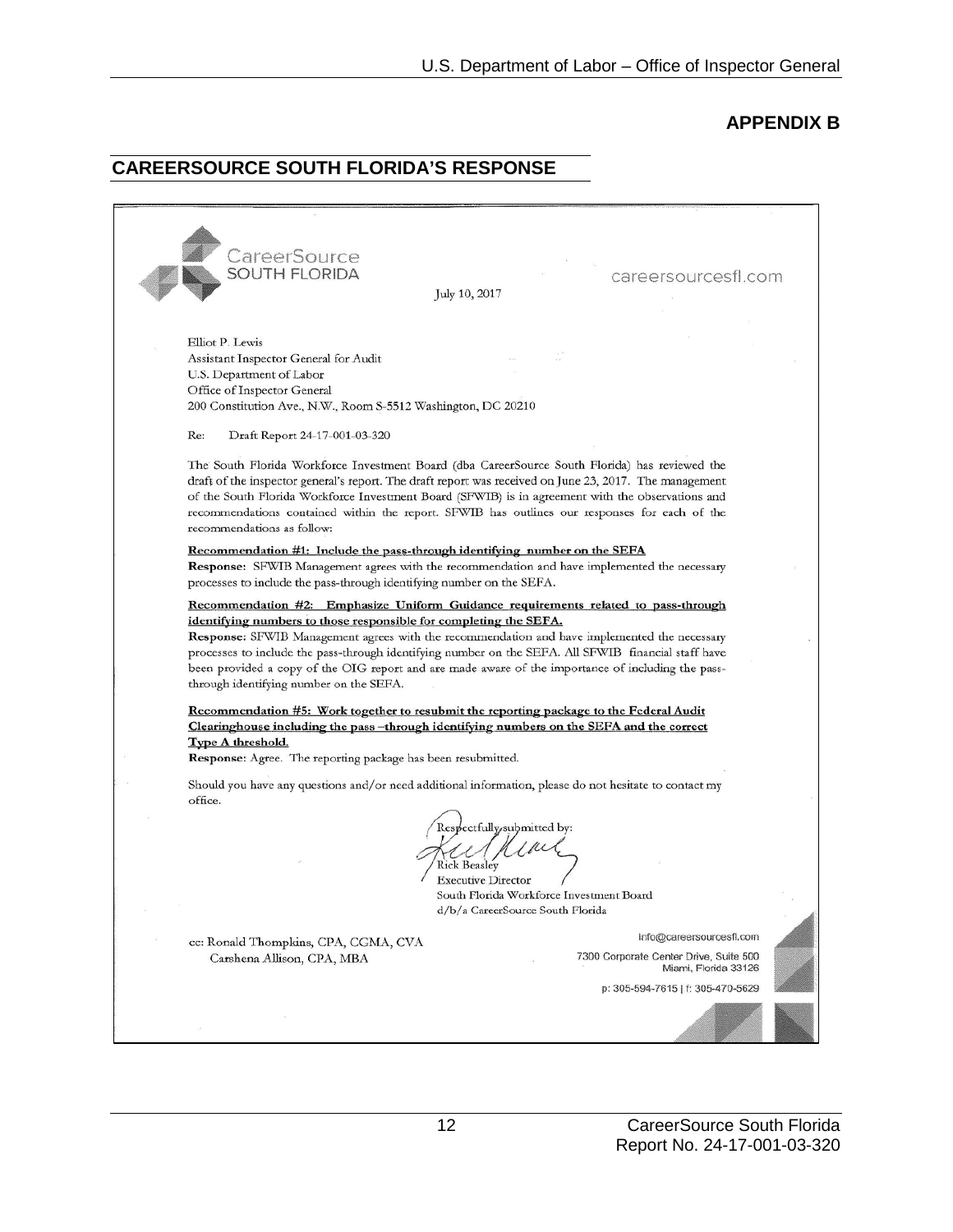# APPENDIX B

## CAREERSOURCE SOUTH FLORIDA'S RESPONSE

CareerSource SOUTH FLORIDA

careersourcesfl.com

July 10, 2017

Elliot P. Lewis
Assistant Inspector General for Audit
U.S. Department of Labor
Office of Inspector General
200 Constitution Ave., N.W., Room S-5512 Washington, DC 20210

Re: Draft Report 24-17-001-03-320

The South Florida Workforce Investment Board (dba CareerSource South Florida) has reviewed the draft of the inspector general's report. The draft report was received on June 23, 2017. The management of the South Florida Workforce Investment Board (SFWIB) is in agreement with the observations and recommendations contained within the report. SFWIB has outlines our responses for each of the recommendations as follow:

**Recommendation #1: Include the pass-through identifying number on the SEFA**
**Response:** SFWIB Management agrees with the recommendation and have implemented the necessary processes to include the pass-through identifying number on the SEFA.

**Recommendation #2: Emphasize Uniform Guidance requirements related to pass-through identifying numbers to those responsible for completing the SEFA.**
**Response:** SFWIB Management agrees with the recommendation and have implemented the necessary processes to include the pass-through identifying number on the SEFA. All SFWIB financial staff have been provided a copy of the OIG report and are made aware of the importance of including the pass-through identifying number on the SEFA.

**Recommendation #5: Work together to resubmit the reporting package to the Federal Audit Clearinghouse including the pass –through identifying numbers on the SEFA and the correct Type A threshold.**
**Response:** Agree. The reporting package has been resubmitted.

Should you have any questions and/or need additional information, please do not hesitate to contact my office.

Respectfully submitted by:

Rick Beasley
Executive Director
South Florida Workforce Investment Board
d/b/a CareerSource South Florida

cc: Ronald Thompkins, CPA, CGMA, CVA
Carshena Allison, CPA, MBA

info@careersourcesfl.com
7300 Corporate Center Drive, Suite 500
Miami, Florida 33126
p: 305-594-7615 | f: 305-470-5629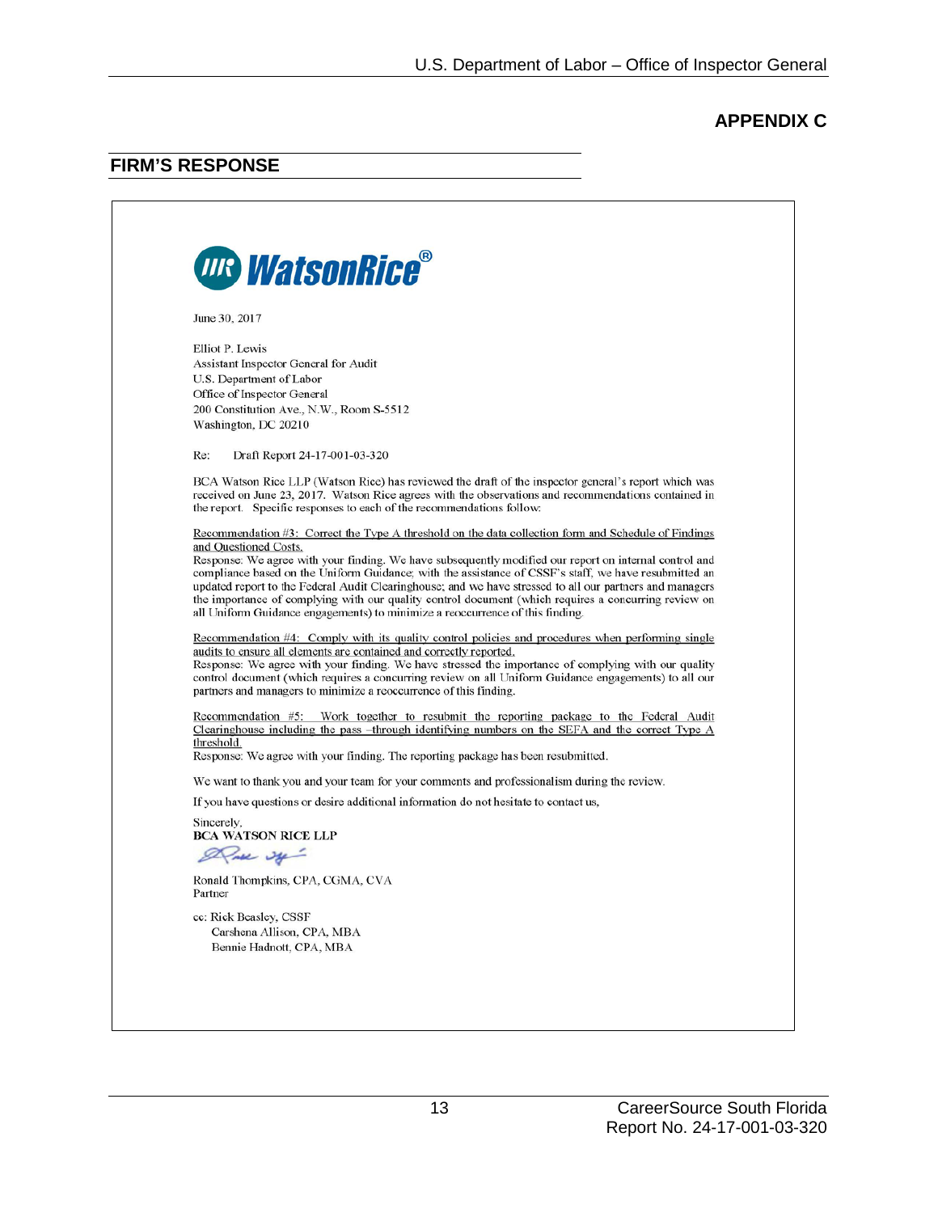## APPENDIX C

## FIRM'S RESPONSE

**WatsonRice®**

June 30, 2017

Elliot P. Lewis
Assistant Inspector General for Audit
U.S. Department of Labor
Office of Inspector General
200 Constitution Ave., N.W., Room S-5512
Washington, DC 20210

Re: Draft Report 24-17-001-03-320

BCA Watson Rice LLP (Watson Rice) has reviewed the draft of the inspector general's report which was received on June 23, 2017. Watson Rice agrees with the observations and recommendations contained in the report. Specific responses to each of the recommendations follow:

Recommendation #3: Correct the Type A threshold on the data collection form and Schedule of Findings and Questioned Costs.
Response: We agree with your finding. We have subsequently modified our report on internal control and compliance based on the Uniform Guidance; with the assistance of CSSF's staff, we have resubmitted an updated report to the Federal Audit Clearinghouse; and we have stressed to all our partners and managers the importance of complying with our quality control document (which requires a concurring review on all Uniform Guidance engagements) to minimize a reoccurrence of this finding.

Recommendation #4: Comply with its quality control policies and procedures when performing single audits to ensure all elements are contained and correctly reported.
Response: We agree with your finding. We have stressed the importance of complying with our quality control document (which requires a concurring review on all Uniform Guidance engagements) to all our partners and managers to minimize a reoccurrence of this finding.

Recommendation #5: Work together to resubmit the reporting package to the Federal Audit Clearinghouse including the pass –through identifying numbers on the SEFA and the correct Type A threshold.
Response: We agree with your finding. The reporting package has been resubmitted.

We want to thank you and your team for your comments and professionalism during the review.

If you have questions or desire additional information do not hesitate to contact us,

Sincerely,
**BCA WATSON RICE LLP**

Ronald Thompkins, CPA, CGMA, CVA
Partner

cc: Rick Beasley, CSSF
Carshena Allison, CPA, MBA
Bennie Hadnott, CPA, MBA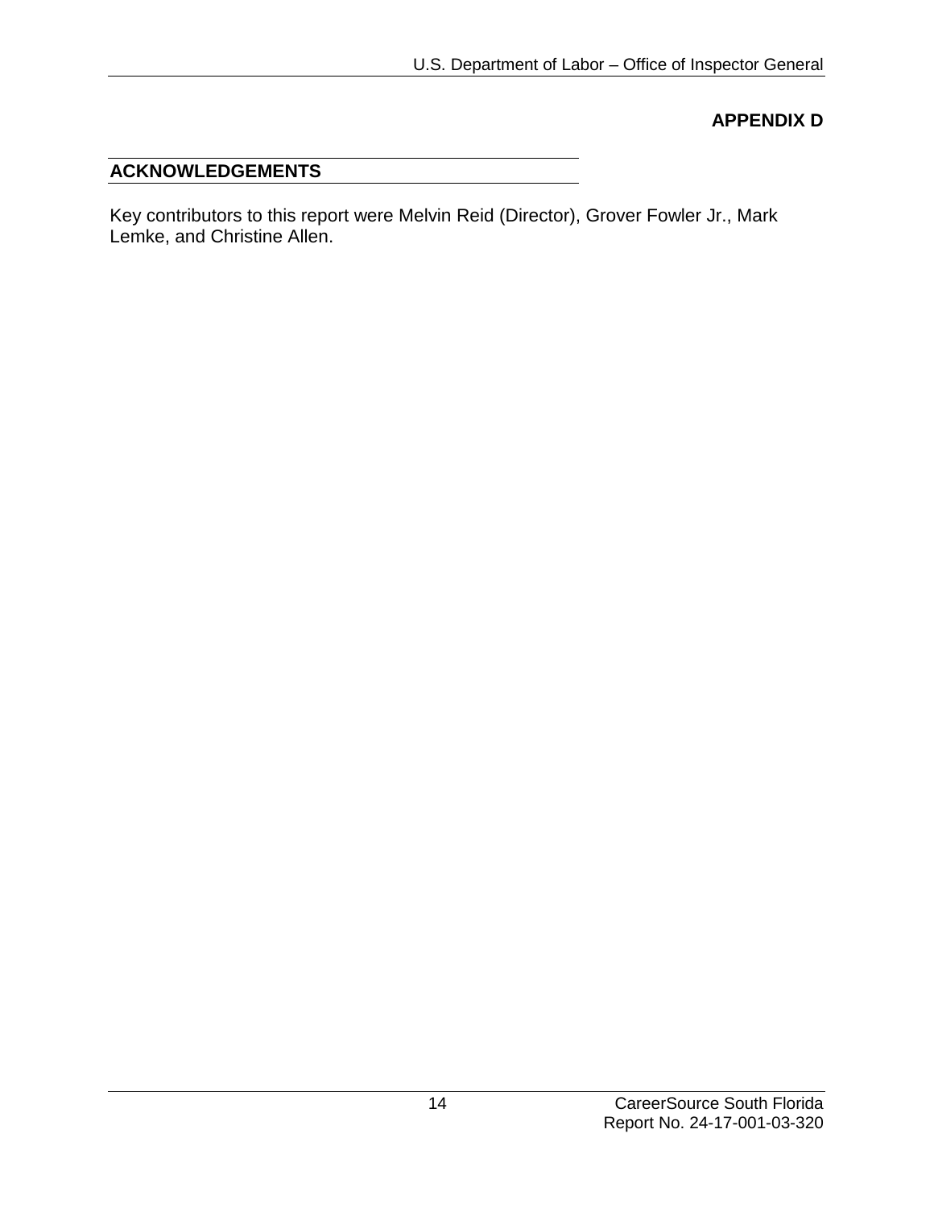**APPENDIX D**

## ACKNOWLEDGEMENTS

Key contributors to this report were Melvin Reid (Director), Grover Fowler Jr., Mark Lemke, and Christine Allen.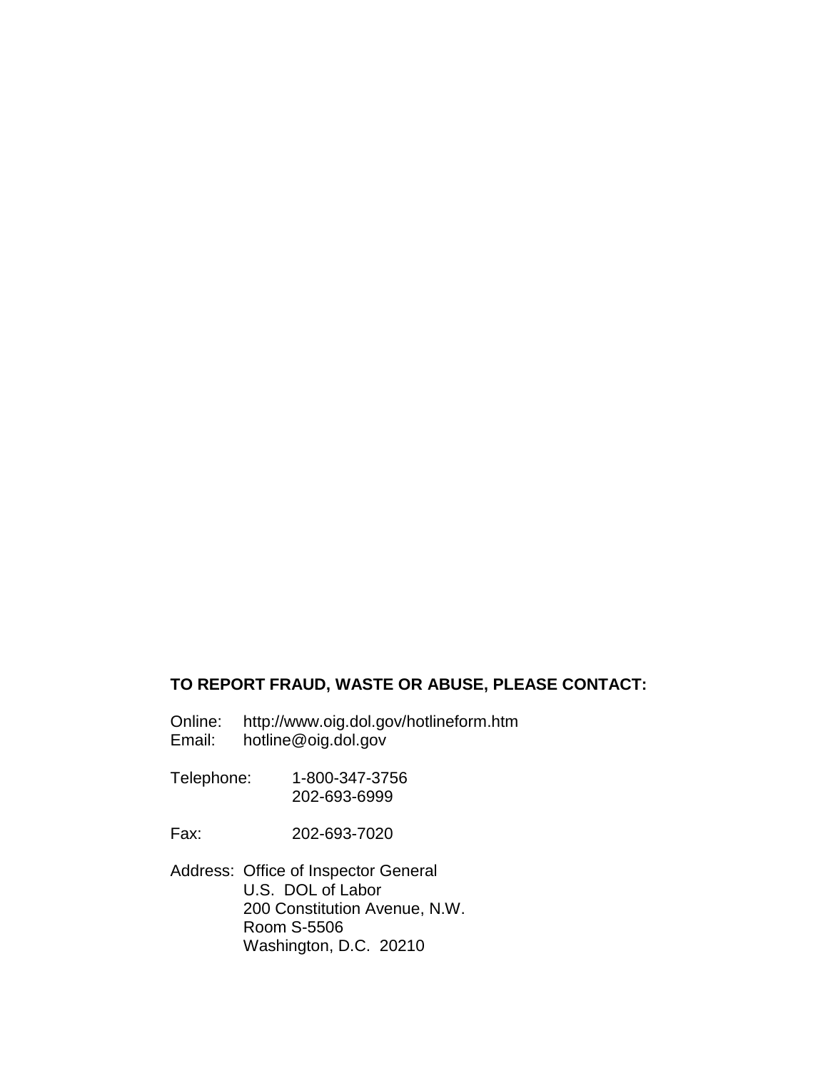**TO REPORT FRAUD, WASTE OR ABUSE, PLEASE CONTACT:**

Online: http://www.oig.dol.gov/hotlineform.htm
Email: hotline@oig.dol.gov

Telephone: 1-800-347-3756
202-693-6999

Fax: 202-693-7020

Address: Office of Inspector General
U.S. DOL of Labor
200 Constitution Avenue, N.W.
Room S-5506
Washington, D.C. 20210